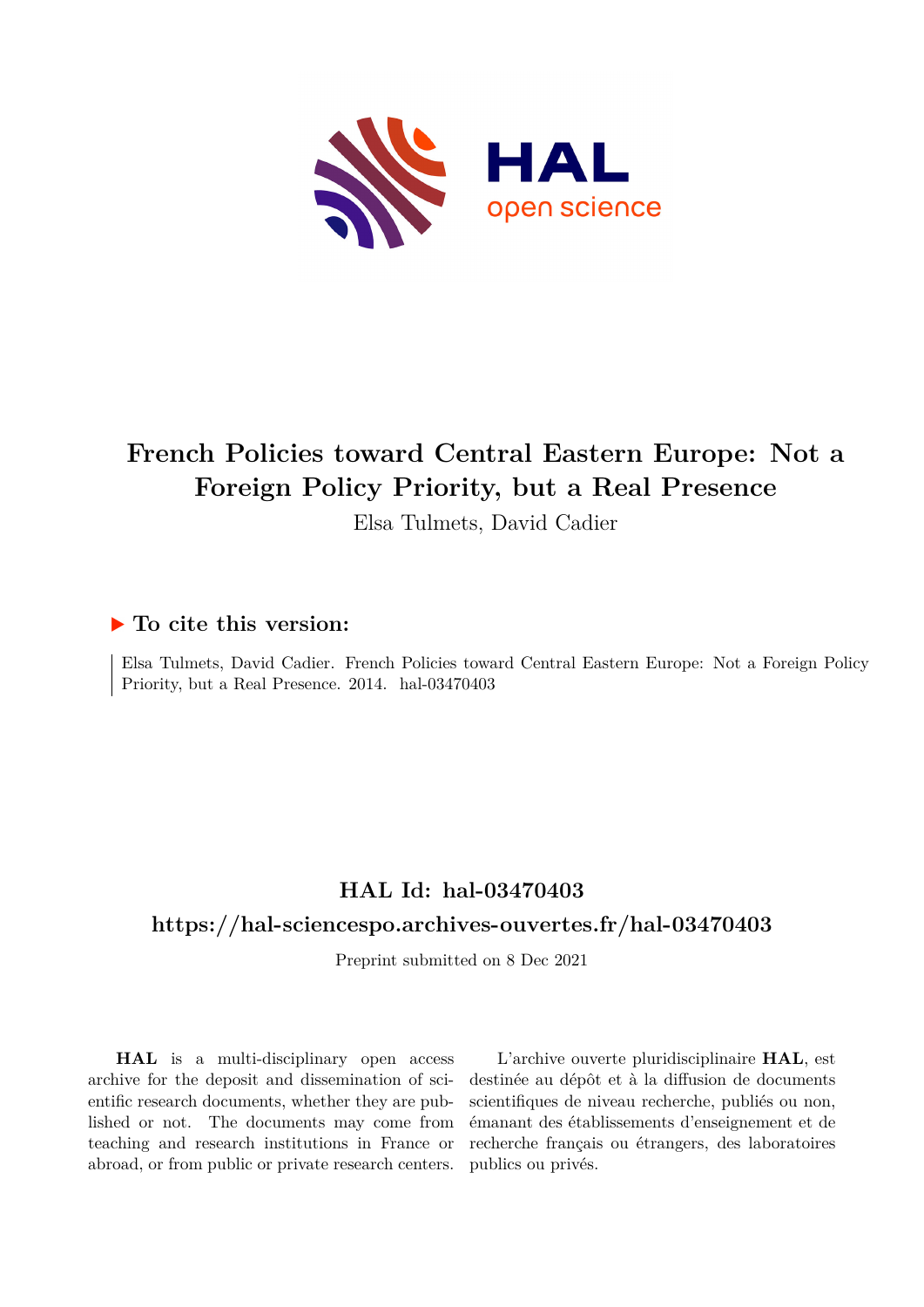# French Policies toward Central Eastern Europe: Not a Foreign Policy Priority, but a Real Presence

Elsa Tulmets, David Cadier

## ▶ To cite this version:

Elsa Tulmets, David Cadier. French Policies toward Central Eastern Europe: Not a Foreign Policy Priority, but a Real Presence. 2014. hal-03470403

## HAL Id: hal-03470403

## https://hal-sciencespo.archives-ouvertes.fr/hal-03470403

Preprint submitted on 8 Dec 2021

**HAL** is a multi-disciplinary open access archive for the deposit and dissemination of scientific research documents, whether they are published or not. The documents may come from teaching and research institutions in France or abroad, or from public or private research centers.

L'archive ouverte pluridisciplinaire **HAL**, est destinée au dépôt et à la diffusion de documents scientifiques de niveau recherche, publiés ou non, émanant des établissements d'enseignement et de recherche français ou étrangers, des laboratoires publics ou privés.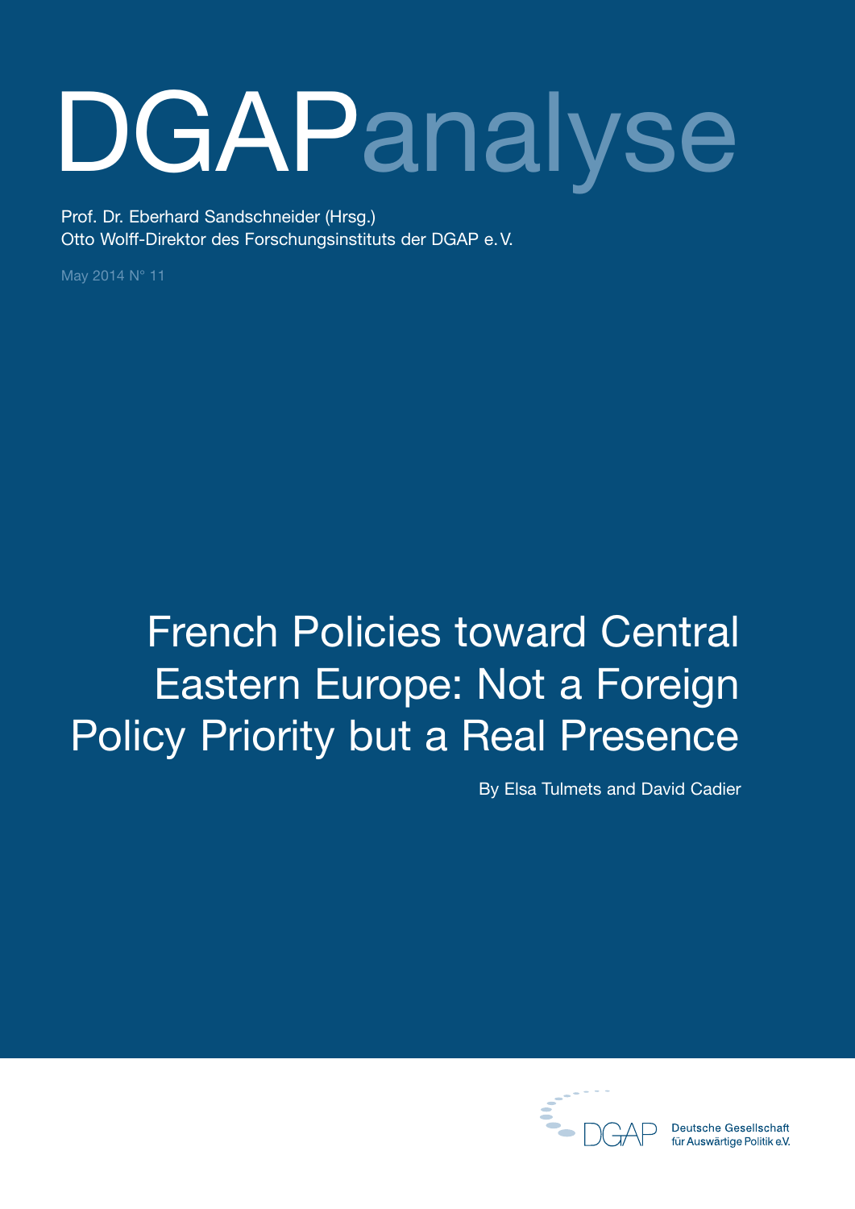# DGAPanalyse

Prof. Dr. Eberhard Sandschneider (Hrsg.)
Otto Wolff-Direktor des Forschungsinstituts der DGAP e. V.

May 2014 N° 11

## French Policies toward Central Eastern Europe: Not a Foreign Policy Priority but a Real Presence

By Elsa Tulmets and David Cadier

Deutsche Gesellschaft für Auswärtige Politik e.V.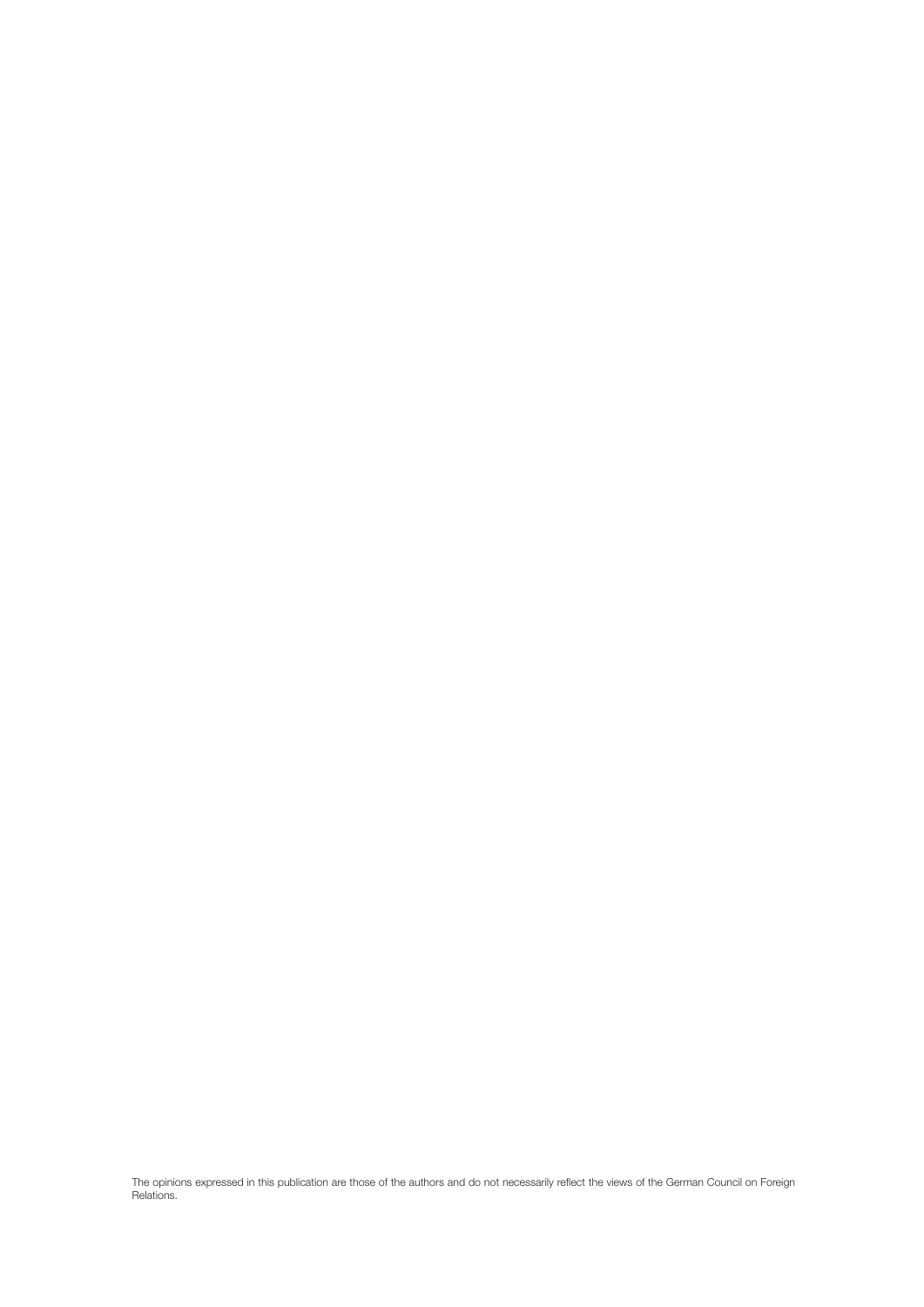The opinions expressed in this publication are those of the authors and do not necessarily reflect the views of the German Council on Foreign Relations.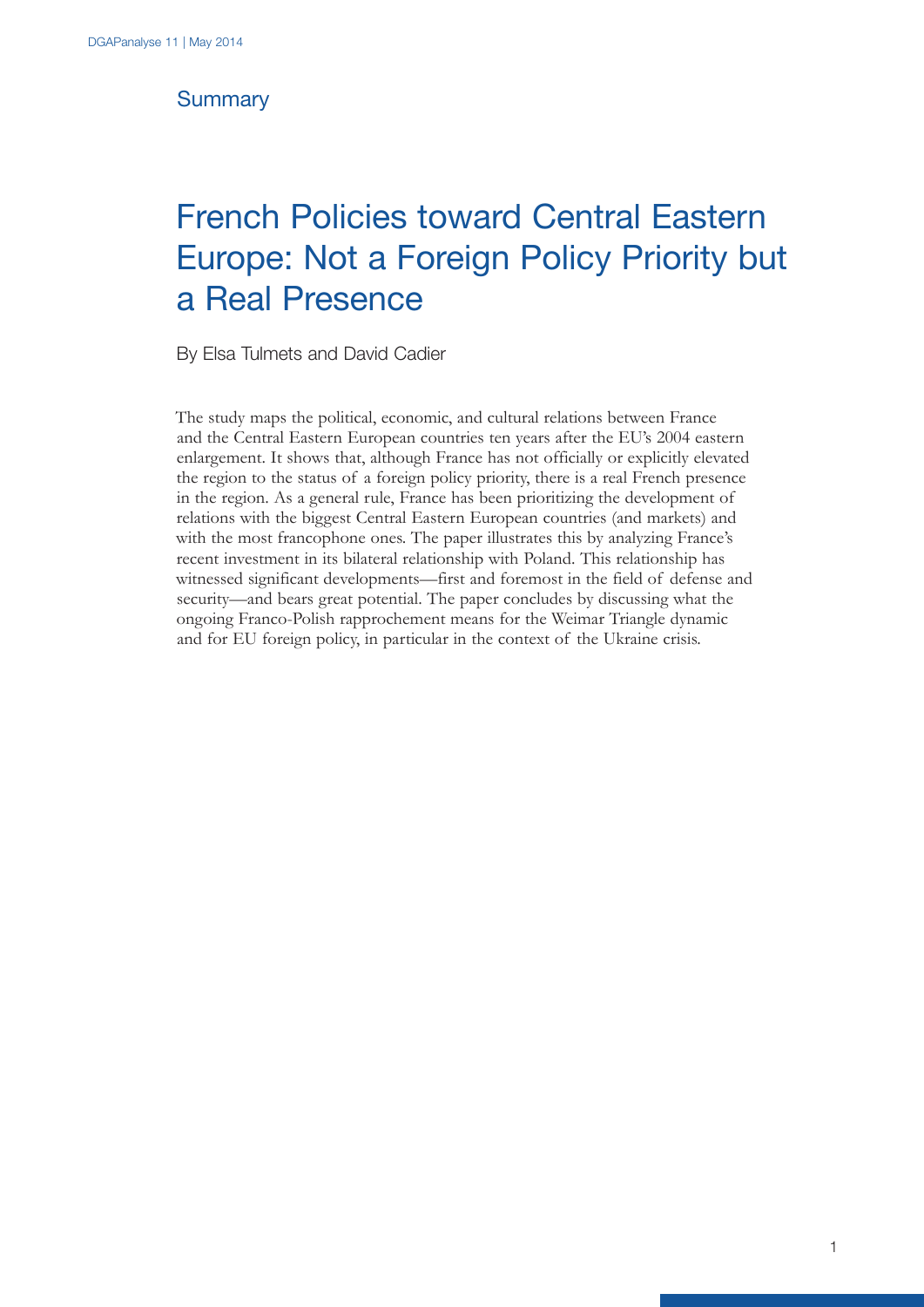## Summary

# French Policies toward Central Eastern Europe: Not a Foreign Policy Priority but a Real Presence

By Elsa Tulmets and David Cadier

The study maps the political, economic, and cultural relations between France and the Central Eastern European countries ten years after the EU's 2004 eastern enlargement. It shows that, although France has not officially or explicitly elevated the region to the status of a foreign policy priority, there is a real French presence in the region. As a general rule, France has been prioritizing the development of relations with the biggest Central Eastern European countries (and markets) and with the most francophone ones. The paper illustrates this by analyzing France's recent investment in its bilateral relationship with Poland. This relationship has witnessed significant developments—first and foremost in the field of defense and security—and bears great potential. The paper concludes by discussing what the ongoing Franco-Polish rapprochement means for the Weimar Triangle dynamic and for EU foreign policy, in particular in the context of the Ukraine crisis.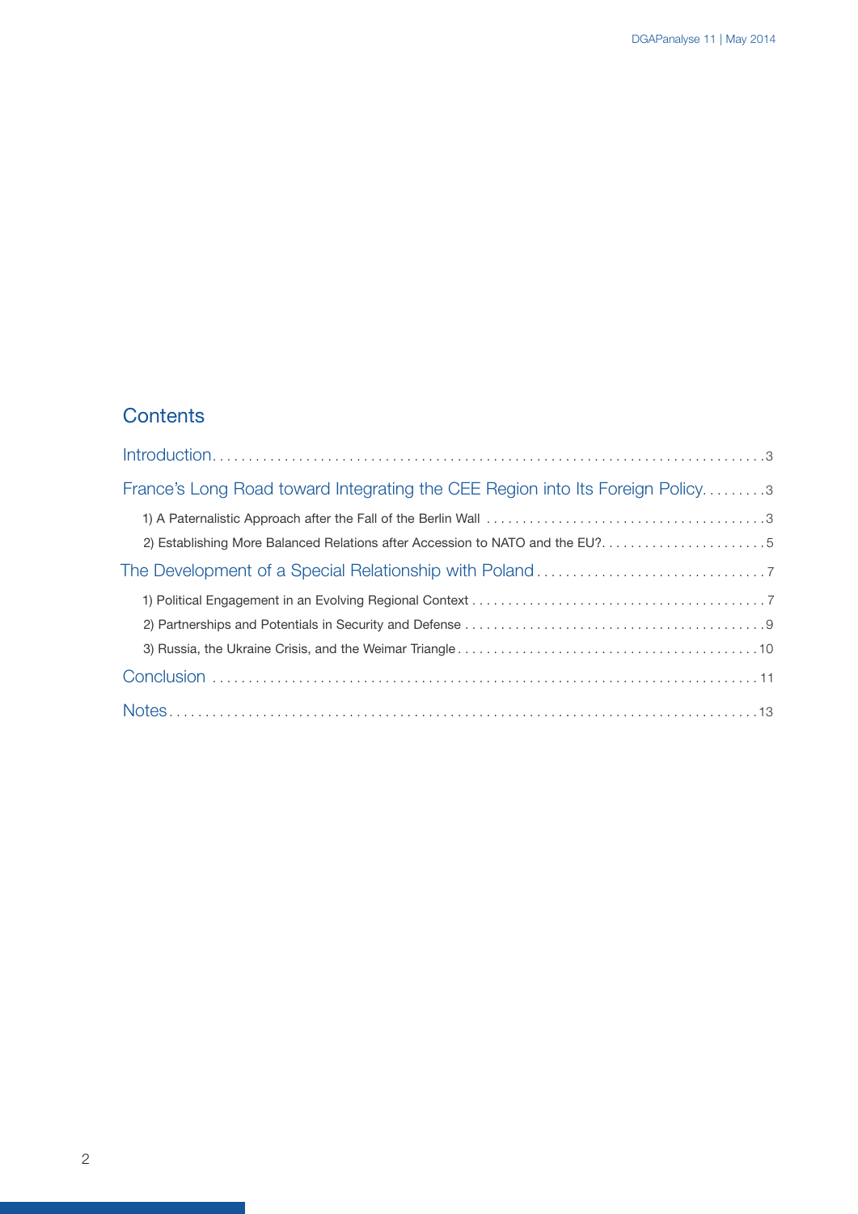## Contents

Introduction . . . 3

France's Long Road toward Integrating the CEE Region into Its Foreign Policy . . . 3

1) A Paternalistic Approach after the Fall of the Berlin Wall . . . 3

2) Establishing More Balanced Relations after Accession to NATO and the EU? . . . 5

The Development of a Special Relationship with Poland . . . 7

1) Political Engagement in an Evolving Regional Context . . . 7

2) Partnerships and Potentials in Security and Defense . . . 9

3) Russia, the Ukraine Crisis, and the Weimar Triangle . . . 10

Conclusion . . . 11

Notes . . . 13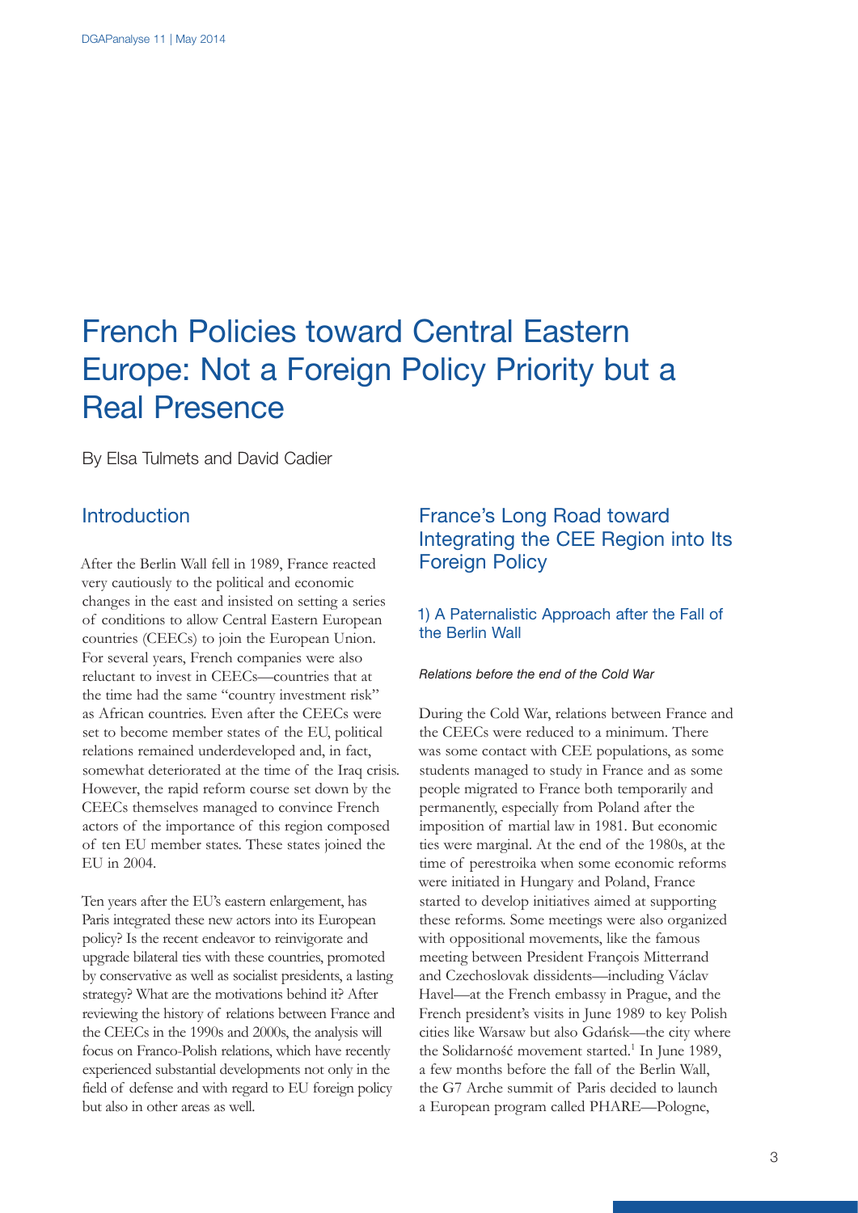# French Policies toward Central Eastern Europe: Not a Foreign Policy Priority but a Real Presence

By Elsa Tulmets and David Cadier

## Introduction

After the Berlin Wall fell in 1989, France reacted very cautiously to the political and economic changes in the east and insisted on setting a series of conditions to allow Central Eastern European countries (CEECs) to join the European Union. For several years, French companies were also reluctant to invest in CEECs—countries that at the time had the same "country investment risk" as African countries. Even after the CEECs were set to become member states of the EU, political relations remained underdeveloped and, in fact, somewhat deteriorated at the time of the Iraq crisis. However, the rapid reform course set down by the CEECs themselves managed to convince French actors of the importance of this region composed of ten EU member states. These states joined the EU in 2004.

Ten years after the EU's eastern enlargement, has Paris integrated these new actors into its European policy? Is the recent endeavor to reinvigorate and upgrade bilateral ties with these countries, promoted by conservative as well as socialist presidents, a lasting strategy? What are the motivations behind it? After reviewing the history of relations between France and the CEECs in the 1990s and 2000s, the analysis will focus on Franco-Polish relations, which have recently experienced substantial developments not only in the field of defense and with regard to EU foreign policy but also in other areas as well.

## France's Long Road toward Integrating the CEE Region into Its Foreign Policy

### 1) A Paternalistic Approach after the Fall of the Berlin Wall

*Relations before the end of the Cold War*

During the Cold War, relations between France and the CEECs were reduced to a minimum. There was some contact with CEE populations, as some students managed to study in France and as some people migrated to France both temporarily and permanently, especially from Poland after the imposition of martial law in 1981. But economic ties were marginal. At the end of the 1980s, at the time of perestroika when some economic reforms were initiated in Hungary and Poland, France started to develop initiatives aimed at supporting these reforms. Some meetings were also organized with oppositional movements, like the famous meeting between President François Mitterrand and Czechoslovak dissidents—including Václav Havel—at the French embassy in Prague, and the French president's visits in June 1989 to key Polish cities like Warsaw but also Gdańsk—the city where the Solidarność movement started.[1] In June 1989, a few months before the fall of the Berlin Wall, the G7 Arche summit of Paris decided to launch a European program called PHARE—Pologne,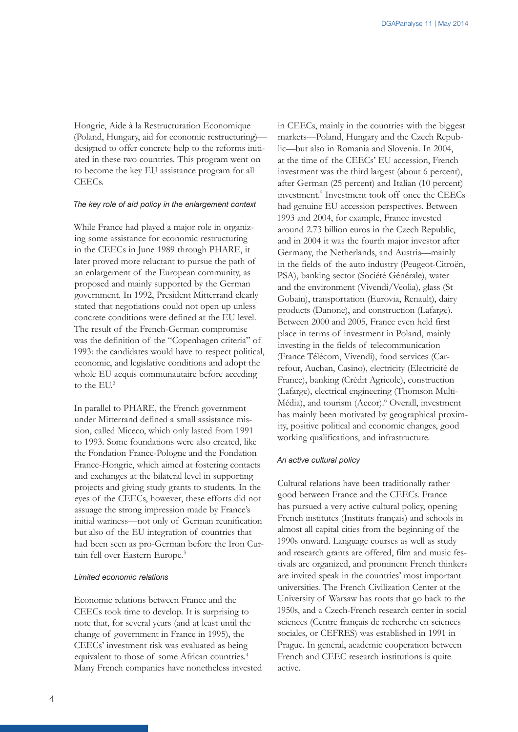Hongrie, Aide à la Restructuration Economique (Poland, Hungary, aid for economic restructuring)—designed to offer concrete help to the reforms initiated in these two countries. This program went on to become the key EU assistance program for all CEECs.

### *The key role of aid policy in the enlargement context*

While France had played a major role in organizing some assistance for economic restructuring in the CEECs in June 1989 through PHARE, it later proved more reluctant to pursue the path of an enlargement of the European community, as proposed and mainly supported by the German government. In 1992, President Mitterrand clearly stated that negotiations could not open up unless concrete conditions were defined at the EU level. The result of the French-German compromise was the definition of the "Copenhagen criteria" of 1993: the candidates would have to respect political, economic, and legislative conditions and adopt the whole EU acquis communautaire before acceding to the EU.[2]

In parallel to PHARE, the French government under Mitterrand defined a small assistance mission, called Miceco, which only lasted from 1991 to 1993. Some foundations were also created, like the Fondation France-Pologne and the Fondation France-Hongrie, which aimed at fostering contacts and exchanges at the bilateral level in supporting projects and giving study grants to students. In the eyes of the CEECs, however, these efforts did not assuage the strong impression made by France's initial wariness—not only of German reunification but also of the EU integration of countries that had been seen as pro-German before the Iron Curtain fell over Eastern Europe.[3]

### *Limited economic relations*

Economic relations between France and the CEECs took time to develop. It is surprising to note that, for several years (and at least until the change of government in France in 1995), the CEECs' investment risk was evaluated as being equivalent to those of some African countries.[4] Many French companies have nonetheless invested in CEECs, mainly in the countries with the biggest markets—Poland, Hungary and the Czech Republic—but also in Romania and Slovenia. In 2004, at the time of the CEECs' EU accession, French investment was the third largest (about 6 percent), after German (25 percent) and Italian (10 percent) investment.[5] Investment took off once the CEECs had genuine EU accession perspectives. Between 1993 and 2004, for example, France invested around 2.73 billion euros in the Czech Republic, and in 2004 it was the fourth major investor after Germany, the Netherlands, and Austria—mainly in the fields of the auto industry (Peugeot-Citroën, PSA), banking sector (Société Générale), water and the environment (Vivendi/Veolia), glass (St Gobain), transportation (Eurovia, Renault), dairy products (Danone), and construction (Lafarge). Between 2000 and 2005, France even held first place in terms of investment in Poland, mainly investing in the fields of telecommunication (France Télécom, Vivendi), food services (Carrefour, Auchan, Casino), electricity (Electricité de France), banking (Crédit Agricole), construction (Lafarge), electrical engineering (Thomson Multi-Média), and tourism (Accor).[6] Overall, investment has mainly been motivated by geographical proximity, positive political and economic changes, good working qualifications, and infrastructure.

### *An active cultural policy*

Cultural relations have been traditionally rather good between France and the CEECs. France has pursued a very active cultural policy, opening French institutes (Instituts français) and schools in almost all capital cities from the beginning of the 1990s onward. Language courses as well as study and research grants are offered, film and music festivals are organized, and prominent French thinkers are invited speak in the countries' most important universities. The French Civilization Center at the University of Warsaw has roots that go back to the 1950s, and a Czech-French research center in social sciences (Centre français de recherche en sciences sociales, or CEFRES) was established in 1991 in Prague. In general, academic cooperation between French and CEEC research institutions is quite active.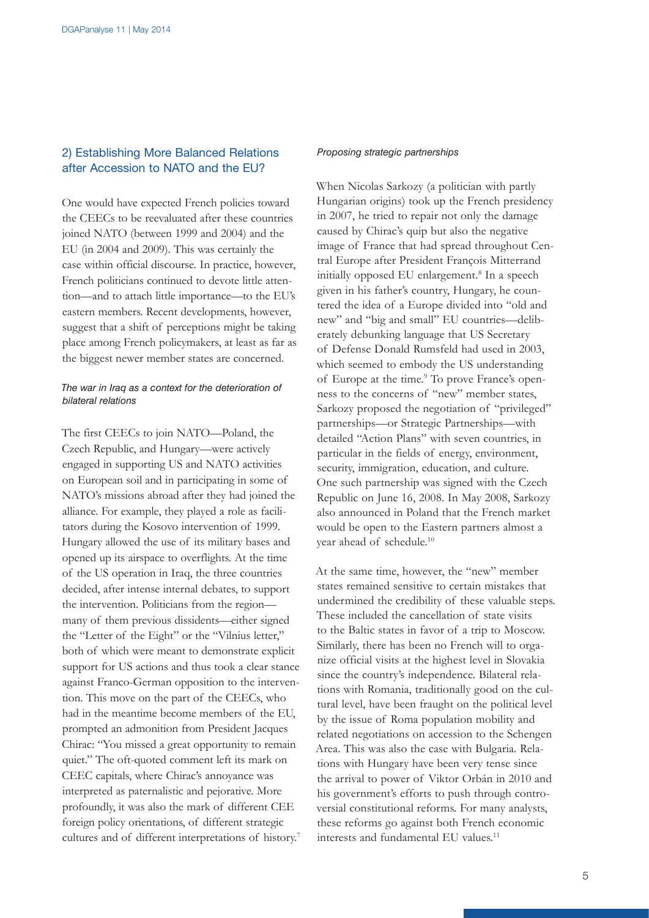## 2) Establishing More Balanced Relations after Accession to NATO and the EU?

One would have expected French policies toward the CEECs to be reevaluated after these countries joined NATO (between 1999 and 2004) and the EU (in 2004 and 2009). This was certainly the case within official discourse. In practice, however, French politicians continued to devote little attention—and to attach little importance—to the EU's eastern members. Recent developments, however, suggest that a shift of perceptions might be taking place among French policymakers, at least as far as the biggest newer member states are concerned.

### *The war in Iraq as a context for the deterioration of bilateral relations*

The first CEECs to join NATO—Poland, the Czech Republic, and Hungary—were actively engaged in supporting US and NATO activities on European soil and in participating in some of NATO's missions abroad after they had joined the alliance. For example, they played a role as facilitators during the Kosovo intervention of 1999. Hungary allowed the use of its military bases and opened up its airspace to overflights. At the time of the US operation in Iraq, the three countries decided, after intense internal debates, to support the intervention. Politicians from the region—many of them previous dissidents—either signed the "Letter of the Eight" or the "Vilnius letter," both of which were meant to demonstrate explicit support for US actions and thus took a clear stance against Franco-German opposition to the intervention. This move on the part of the CEECs, who had in the meantime become members of the EU, prompted an admonition from President Jacques Chirac: "You missed a great opportunity to remain quiet." The oft-quoted comment left its mark on CEEC capitals, where Chirac's annoyance was interpreted as paternalistic and pejorative. More profoundly, it was also the mark of different CEE foreign policy orientations, of different strategic cultures and of different interpretations of history.[7]

### *Proposing strategic partnerships*

When Nicolas Sarkozy (a politician with partly Hungarian origins) took up the French presidency in 2007, he tried to repair not only the damage caused by Chirac's quip but also the negative image of France that had spread throughout Central Europe after President François Mitterrand initially opposed EU enlargement.[8] In a speech given in his father's country, Hungary, he countered the idea of a Europe divided into "old and new" and "big and small" EU countries—deliberately debunking language that US Secretary of Defense Donald Rumsfeld had used in 2003, which seemed to embody the US understanding of Europe at the time.[9] To prove France's openness to the concerns of "new" member states, Sarkozy proposed the negotiation of "privileged" partnerships—or Strategic Partnerships—with detailed "Action Plans" with seven countries, in particular in the fields of energy, environment, security, immigration, education, and culture. One such partnership was signed with the Czech Republic on June 16, 2008. In May 2008, Sarkozy also announced in Poland that the French market would be open to the Eastern partners almost a year ahead of schedule.[10]

At the same time, however, the "new" member states remained sensitive to certain mistakes that undermined the credibility of these valuable steps. These included the cancellation of state visits to the Baltic states in favor of a trip to Moscow. Similarly, there has been no French will to organize official visits at the highest level in Slovakia since the country's independence. Bilateral relations with Romania, traditionally good on the cultural level, have been fraught on the political level by the issue of Roma population mobility and related negotiations on accession to the Schengen Area. This was also the case with Bulgaria. Relations with Hungary have been very tense since the arrival to power of Viktor Orbán in 2010 and his government's efforts to push through controversial constitutional reforms. For many analysts, these reforms go against both French economic interests and fundamental EU values.[11]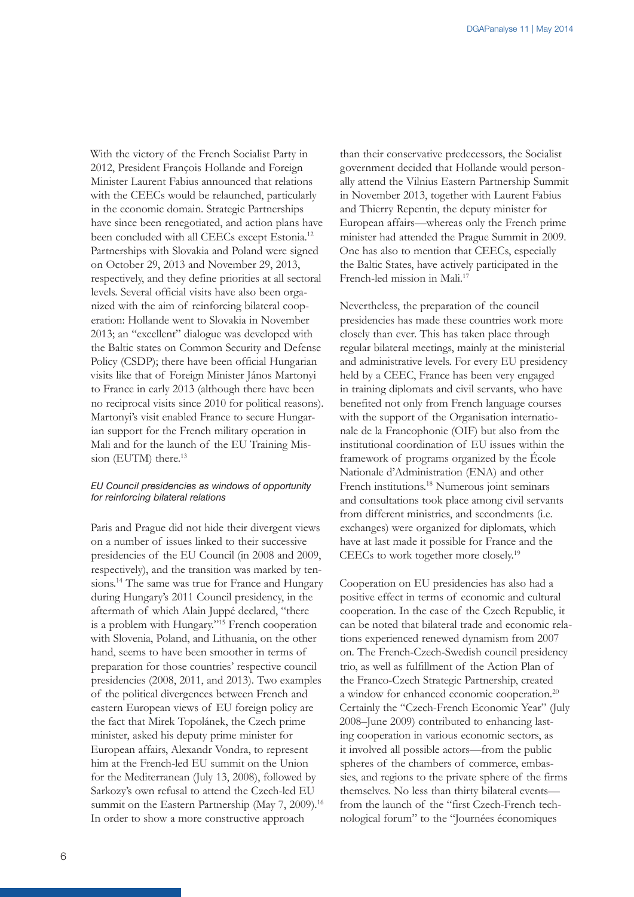With the victory of the French Socialist Party in 2012, President François Hollande and Foreign Minister Laurent Fabius announced that relations with the CEECs would be relaunched, particularly in the economic domain. Strategic Partnerships have since been renegotiated, and action plans have been concluded with all CEECs except Estonia.[12] Partnerships with Slovakia and Poland were signed on October 29, 2013 and November 29, 2013, respectively, and they define priorities at all sectoral levels. Several official visits have also been organized with the aim of reinforcing bilateral cooperation: Hollande went to Slovakia in November 2013; an "excellent" dialogue was developed with the Baltic states on Common Security and Defense Policy (CSDP); there have been official Hungarian visits like that of Foreign Minister János Martonyi to France in early 2013 (although there have been no reciprocal visits since 2010 for political reasons). Martonyi's visit enabled France to secure Hungarian support for the French military operation in Mali and for the launch of the EU Training Mission (EUTM) there.[13]

#### *EU Council presidencies as windows of opportunity for reinforcing bilateral relations*

Paris and Prague did not hide their divergent views on a number of issues linked to their successive presidencies of the EU Council (in 2008 and 2009, respectively), and the transition was marked by tensions.[14] The same was true for France and Hungary during Hungary's 2011 Council presidency, in the aftermath of which Alain Juppé declared, "there is a problem with Hungary."[15] French cooperation with Slovenia, Poland, and Lithuania, on the other hand, seems to have been smoother in terms of preparation for those countries' respective council presidencies (2008, 2011, and 2013). Two examples of the political divergences between French and eastern European views of EU foreign policy are the fact that Mirek Topolánek, the Czech prime minister, asked his deputy prime minister for European affairs, Alexandr Vondra, to represent him at the French-led EU summit on the Union for the Mediterranean (July 13, 2008), followed by Sarkozy's own refusal to attend the Czech-led EU summit on the Eastern Partnership (May 7, 2009).[16] In order to show a more constructive approach than their conservative predecessors, the Socialist government decided that Hollande would personally attend the Vilnius Eastern Partnership Summit in November 2013, together with Laurent Fabius and Thierry Repentin, the deputy minister for European affairs—whereas only the French prime minister had attended the Prague Summit in 2009. One has also to mention that CEECs, especially the Baltic States, have actively participated in the French-led mission in Mali.[17]

Nevertheless, the preparation of the council presidencies has made these countries work more closely than ever. This has taken place through regular bilateral meetings, mainly at the ministerial and administrative levels. For every EU presidency held by a CEEC, France has been very engaged in training diplomats and civil servants, who have benefited not only from French language courses with the support of the Organisation internationale de la Francophonie (OIF) but also from the institutional coordination of EU issues within the framework of programs organized by the École Nationale d'Administration (ENA) and other French institutions.[18] Numerous joint seminars and consultations took place among civil servants from different ministries, and secondments (i.e. exchanges) were organized for diplomats, which have at last made it possible for France and the CEECs to work together more closely.[19]

Cooperation on EU presidencies has also had a positive effect in terms of economic and cultural cooperation. In the case of the Czech Republic, it can be noted that bilateral trade and economic relations experienced renewed dynamism from 2007 on. The French-Czech-Swedish council presidency trio, as well as fulfillment of the Action Plan of the Franco-Czech Strategic Partnership, created a window for enhanced economic cooperation.[20] Certainly the "Czech-French Economic Year" (July 2008–June 2009) contributed to enhancing lasting cooperation in various economic sectors, as it involved all possible actors—from the public spheres of the chambers of commerce, embassies, and regions to the private sphere of the firms themselves. No less than thirty bilateral events—from the launch of the "first Czech-French technological forum" to the "Journées économiques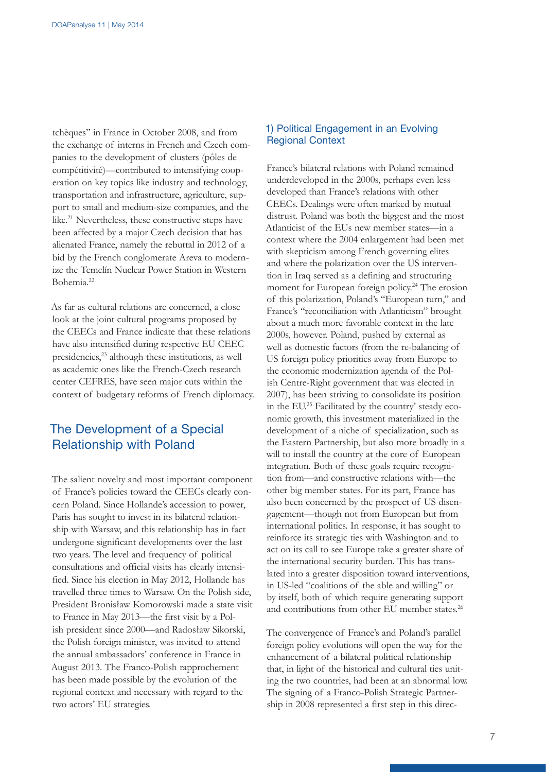tchèques" in France in October 2008, and from the exchange of interns in French and Czech companies to the development of clusters (pôles de compétitivité)—contributed to intensifying cooperation on key topics like industry and technology, transportation and infrastructure, agriculture, support to small and medium-size companies, and the like.[21] Nevertheless, these constructive steps have been affected by a major Czech decision that has alienated France, namely the rebuttal in 2012 of a bid by the French conglomerate Areva to modernize the Temelín Nuclear Power Station in Western Bohemia.[22]

As far as cultural relations are concerned, a close look at the joint cultural programs proposed by the CEECs and France indicate that these relations have also intensified during respective EU CEEC presidencies,[23] although these institutions, as well as academic ones like the French-Czech research center CEFRES, have seen major cuts within the context of budgetary reforms of French diplomacy.

## The Development of a Special Relationship with Poland

The salient novelty and most important component of France's policies toward the CEECs clearly concern Poland. Since Hollande's accession to power, Paris has sought to invest in its bilateral relationship with Warsaw, and this relationship has in fact undergone significant developments over the last two years. The level and frequency of political consultations and official visits has clearly intensified. Since his election in May 2012, Hollande has travelled three times to Warsaw. On the Polish side, President Bronisław Komorowski made a state visit to France in May 2013—the first visit by a Polish president since 2000—and Radosław Sikorski, the Polish foreign minister, was invited to attend the annual ambassadors' conference in France in August 2013. The Franco-Polish rapprochement has been made possible by the evolution of the regional context and necessary with regard to the two actors' EU strategies.

### 1) Political Engagement in an Evolving Regional Context

France's bilateral relations with Poland remained underdeveloped in the 2000s, perhaps even less developed than France's relations with other CEECs. Dealings were often marked by mutual distrust. Poland was both the biggest and the most Atlanticist of the EUs new member states—in a context where the 2004 enlargement had been met with skepticism among French governing elites and where the polarization over the US intervention in Iraq served as a defining and structuring moment for European foreign policy.[24] The erosion of this polarization, Poland's "European turn," and France's "reconciliation with Atlanticism" brought about a much more favorable context in the late 2000s, however. Poland, pushed by external as well as domestic factors (from the re-balancing of US foreign policy priorities away from Europe to the economic modernization agenda of the Polish Centre-Right government that was elected in 2007), has been striving to consolidate its position in the EU.[25] Facilitated by the country' steady economic growth, this investment materialized in the development of a niche of specialization, such as the Eastern Partnership, but also more broadly in a will to install the country at the core of European integration. Both of these goals require recognition from—and constructive relations with—the other big member states. For its part, France has also been concerned by the prospect of US disengagement—though not from European but from international politics. In response, it has sought to reinforce its strategic ties with Washington and to act on its call to see Europe take a greater share of the international security burden. This has translated into a greater disposition toward interventions, in US-led "coalitions of the able and willing" or by itself, both of which require generating support and contributions from other EU member states.[26]

The convergence of France's and Poland's parallel foreign policy evolutions will open the way for the enhancement of a bilateral political relationship that, in light of the historical and cultural ties uniting the two countries, had been at an abnormal low. The signing of a Franco-Polish Strategic Partnership in 2008 represented a first step in this direc-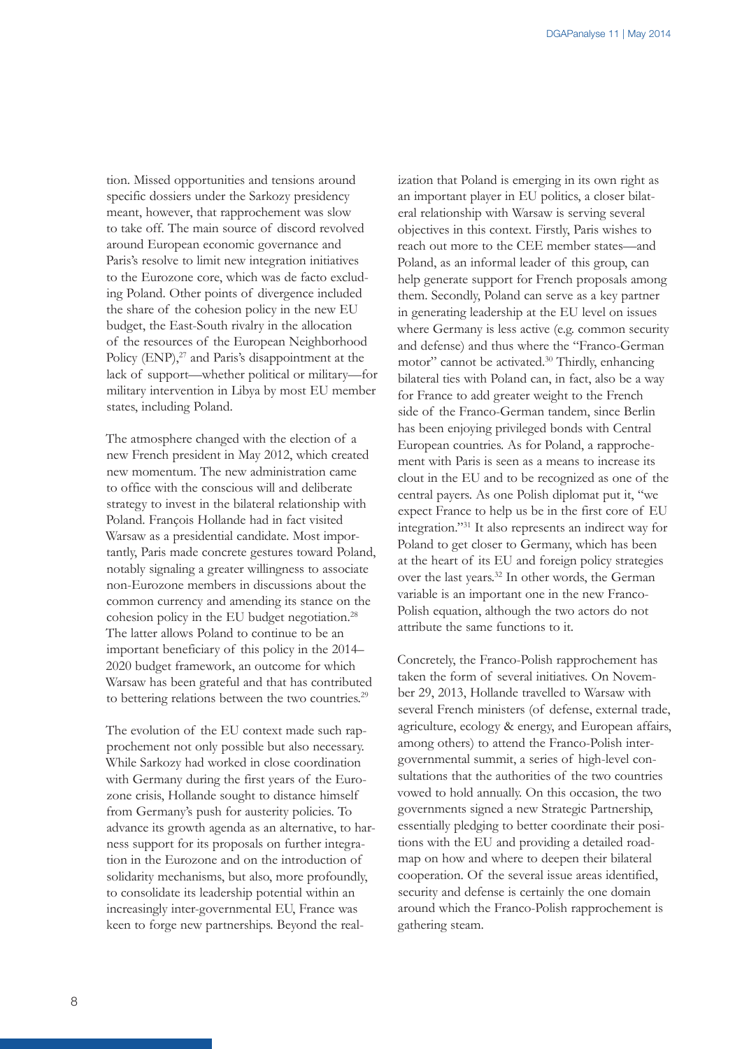tion. Missed opportunities and tensions around specific dossiers under the Sarkozy presidency meant, however, that rapprochement was slow to take off. The main source of discord revolved around European economic governance and Paris's resolve to limit new integration initiatives to the Eurozone core, which was de facto excluding Poland. Other points of divergence included the share of the cohesion policy in the new EU budget, the East-South rivalry in the allocation of the resources of the European Neighborhood Policy (ENP),[27] and Paris's disappointment at the lack of support—whether political or military—for military intervention in Libya by most EU member states, including Poland.

The atmosphere changed with the election of a new French president in May 2012, which created new momentum. The new administration came to office with the conscious will and deliberate strategy to invest in the bilateral relationship with Poland. François Hollande had in fact visited Warsaw as a presidential candidate. Most importantly, Paris made concrete gestures toward Poland, notably signaling a greater willingness to associate non-Eurozone members in discussions about the common currency and amending its stance on the cohesion policy in the EU budget negotiation.[28] The latter allows Poland to continue to be an important beneficiary of this policy in the 2014–2020 budget framework, an outcome for which Warsaw has been grateful and that has contributed to bettering relations between the two countries.[29]

The evolution of the EU context made such rapprochement not only possible but also necessary. While Sarkozy had worked in close coordination with Germany during the first years of the Eurozone crisis, Hollande sought to distance himself from Germany's push for austerity policies. To advance its growth agenda as an alternative, to harness support for its proposals on further integration in the Eurozone and on the introduction of solidarity mechanisms, but also, more profoundly, to consolidate its leadership potential within an increasingly inter-governmental EU, France was keen to forge new partnerships. Beyond the realization that Poland is emerging in its own right as an important player in EU politics, a closer bilateral relationship with Warsaw is serving several objectives in this context. Firstly, Paris wishes to reach out more to the CEE member states—and Poland, as an informal leader of this group, can help generate support for French proposals among them. Secondly, Poland can serve as a key partner in generating leadership at the EU level on issues where Germany is less active (e.g. common security and defense) and thus where the "Franco-German motor" cannot be activated.[30] Thirdly, enhancing bilateral ties with Poland can, in fact, also be a way for France to add greater weight to the French side of the Franco-German tandem, since Berlin has been enjoying privileged bonds with Central European countries. As for Poland, a rapprochement with Paris is seen as a means to increase its clout in the EU and to be recognized as one of the central payers. As one Polish diplomat put it, "we expect France to help us be in the first core of EU integration."[31] It also represents an indirect way for Poland to get closer to Germany, which has been at the heart of its EU and foreign policy strategies over the last years.[32] In other words, the German variable is an important one in the new Franco-Polish equation, although the two actors do not attribute the same functions to it.

Concretely, the Franco-Polish rapprochement has taken the form of several initiatives. On November 29, 2013, Hollande travelled to Warsaw with several French ministers (of defense, external trade, agriculture, ecology & energy, and European affairs, among others) to attend the Franco-Polish intergovernmental summit, a series of high-level consultations that the authorities of the two countries vowed to hold annually. On this occasion, the two governments signed a new Strategic Partnership, essentially pledging to better coordinate their positions with the EU and providing a detailed roadmap on how and where to deepen their bilateral cooperation. Of the several issue areas identified, security and defense is certainly the one domain around which the Franco-Polish rapprochement is gathering steam.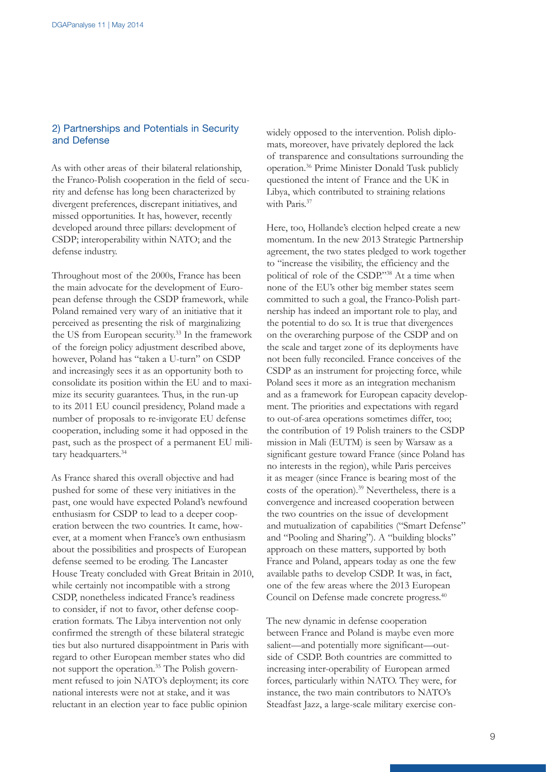## 2) Partnerships and Potentials in Security and Defense

As with other areas of their bilateral relationship, the Franco-Polish cooperation in the field of security and defense has long been characterized by divergent preferences, discrepant initiatives, and missed opportunities. It has, however, recently developed around three pillars: development of CSDP; interoperability within NATO; and the defense industry.

Throughout most of the 2000s, France has been the main advocate for the development of European defense through the CSDP framework, while Poland remained very wary of an initiative that it perceived as presenting the risk of marginalizing the US from European security.[33] In the framework of the foreign policy adjustment described above, however, Poland has "taken a U-turn" on CSDP and increasingly sees it as an opportunity both to consolidate its position within the EU and to maximize its security guarantees. Thus, in the run-up to its 2011 EU council presidency, Poland made a number of proposals to re-invigorate EU defense cooperation, including some it had opposed in the past, such as the prospect of a permanent EU military headquarters.[34]

As France shared this overall objective and had pushed for some of these very initiatives in the past, one would have expected Poland's newfound enthusiasm for CSDP to lead to a deeper cooperation between the two countries. It came, however, at a moment when France's own enthusiasm about the possibilities and prospects of European defense seemed to be eroding. The Lancaster House Treaty concluded with Great Britain in 2010, while certainly not incompatible with a strong CSDP, nonetheless indicated France's readiness to consider, if not to favor, other defense cooperation formats. The Libya intervention not only confirmed the strength of these bilateral strategic ties but also nurtured disappointment in Paris with regard to other European member states who did not support the operation.[35] The Polish government refused to join NATO's deployment; its core national interests were not at stake, and it was reluctant in an election year to face public opinion widely opposed to the intervention. Polish diplomats, moreover, have privately deplored the lack of transparence and consultations surrounding the operation.[36] Prime Minister Donald Tusk publicly questioned the intent of France and the UK in Libya, which contributed to straining relations with Paris.[37]

Here, too, Hollande's election helped create a new momentum. In the new 2013 Strategic Partnership agreement, the two states pledged to work together to "increase the visibility, the efficiency and the political of role of the CSDP."[38] At a time when none of the EU's other big member states seem committed to such a goal, the Franco-Polish partnership has indeed an important role to play, and the potential to do so. It is true that divergences on the overarching purpose of the CSDP and on the scale and target zone of its deployments have not been fully reconciled. France conceives of the CSDP as an instrument for projecting force, while Poland sees it more as an integration mechanism and as a framework for European capacity development. The priorities and expectations with regard to out-of-area operations sometimes differ, too; the contribution of 19 Polish trainers to the CSDP mission in Mali (EUTM) is seen by Warsaw as a significant gesture toward France (since Poland has no interests in the region), while Paris perceives it as meager (since France is bearing most of the costs of the operation).[39] Nevertheless, there is a convergence and increased cooperation between the two countries on the issue of development and mutualization of capabilities ("Smart Defense" and "Pooling and Sharing"). A "building blocks" approach on these matters, supported by both France and Poland, appears today as one the few available paths to develop CSDP. It was, in fact, one of the few areas where the 2013 European Council on Defense made concrete progress.[40]

The new dynamic in defense cooperation between France and Poland is maybe even more salient—and potentially more significant—outside of CSDP. Both countries are committed to increasing inter-operability of European armed forces, particularly within NATO. They were, for instance, the two main contributors to NATO's Steadfast Jazz, a large-scale military exercise con-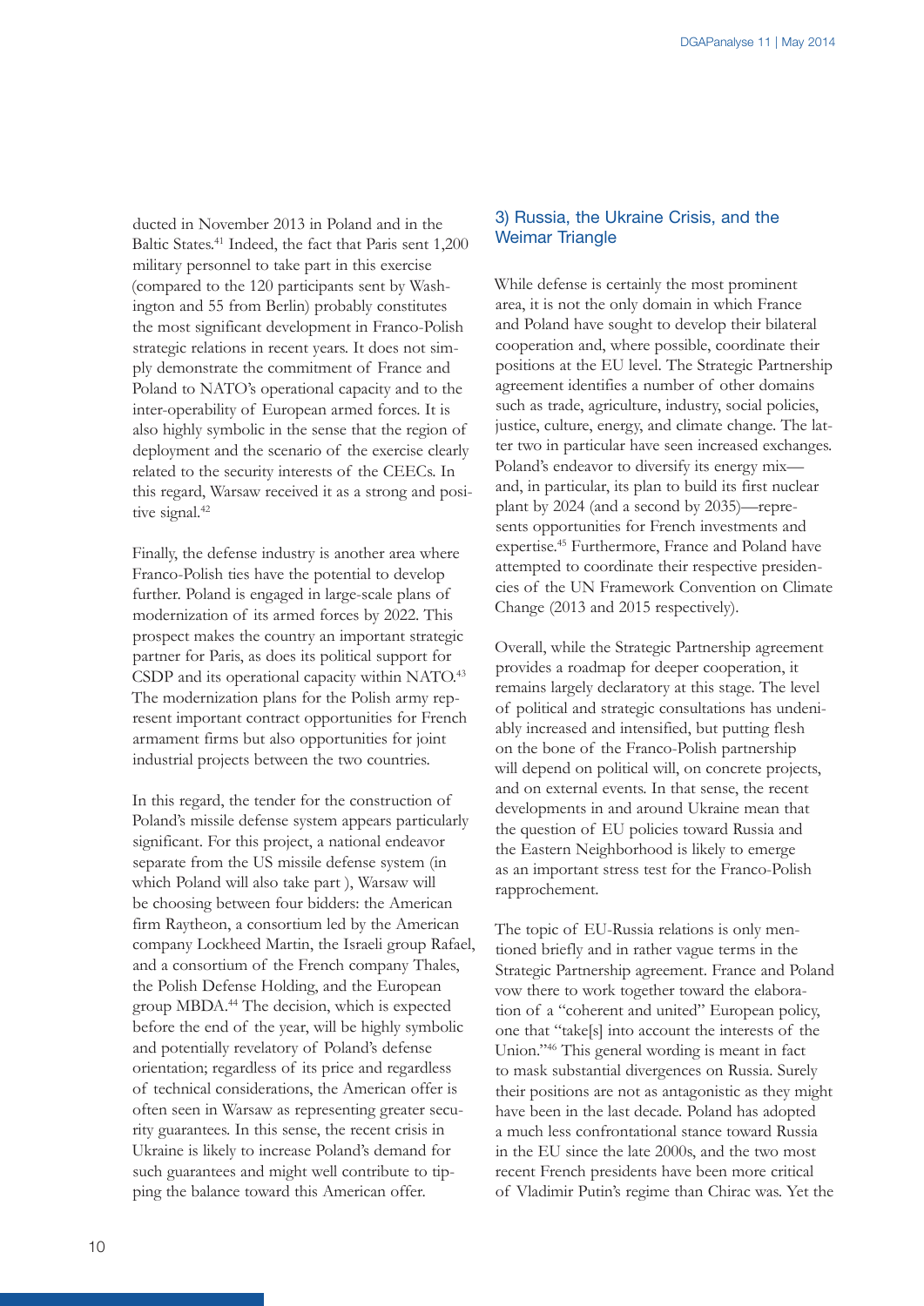ducted in November 2013 in Poland and in the Baltic States.[41] Indeed, the fact that Paris sent 1,200 military personnel to take part in this exercise (compared to the 120 participants sent by Washington and 55 from Berlin) probably constitutes the most significant development in Franco-Polish strategic relations in recent years. It does not simply demonstrate the commitment of France and Poland to NATO's operational capacity and to the inter-operability of European armed forces. It is also highly symbolic in the sense that the region of deployment and the scenario of the exercise clearly related to the security interests of the CEECs. In this regard, Warsaw received it as a strong and positive signal.[42]

Finally, the defense industry is another area where Franco-Polish ties have the potential to develop further. Poland is engaged in large-scale plans of modernization of its armed forces by 2022. This prospect makes the country an important strategic partner for Paris, as does its political support for CSDP and its operational capacity within NATO.[43] The modernization plans for the Polish army represent important contract opportunities for French armament firms but also opportunities for joint industrial projects between the two countries.

In this regard, the tender for the construction of Poland's missile defense system appears particularly significant. For this project, a national endeavor separate from the US missile defense system (in which Poland will also take part ), Warsaw will be choosing between four bidders: the American firm Raytheon, a consortium led by the American company Lockheed Martin, the Israeli group Rafael, and a consortium of the French company Thales, the Polish Defense Holding, and the European group MBDA.[44] The decision, which is expected before the end of the year, will be highly symbolic and potentially revelatory of Poland's defense orientation; regardless of its price and regardless of technical considerations, the American offer is often seen in Warsaw as representing greater security guarantees. In this sense, the recent crisis in Ukraine is likely to increase Poland's demand for such guarantees and might well contribute to tipping the balance toward this American offer.

## 3) Russia, the Ukraine Crisis, and the Weimar Triangle

While defense is certainly the most prominent area, it is not the only domain in which France and Poland have sought to develop their bilateral cooperation and, where possible, coordinate their positions at the EU level. The Strategic Partnership agreement identifies a number of other domains such as trade, agriculture, industry, social policies, justice, culture, energy, and climate change. The latter two in particular have seen increased exchanges. Poland's endeavor to diversify its energy mix—and, in particular, its plan to build its first nuclear plant by 2024 (and a second by 2035)—represents opportunities for French investments and expertise.[45] Furthermore, France and Poland have attempted to coordinate their respective presidencies of the UN Framework Convention on Climate Change (2013 and 2015 respectively).

Overall, while the Strategic Partnership agreement provides a roadmap for deeper cooperation, it remains largely declaratory at this stage. The level of political and strategic consultations has undeniably increased and intensified, but putting flesh on the bone of the Franco-Polish partnership will depend on political will, on concrete projects, and on external events. In that sense, the recent developments in and around Ukraine mean that the question of EU policies toward Russia and the Eastern Neighborhood is likely to emerge as an important stress test for the Franco-Polish rapprochement.

The topic of EU-Russia relations is only mentioned briefly and in rather vague terms in the Strategic Partnership agreement. France and Poland vow there to work together toward the elaboration of a "coherent and united" European policy, one that "take[s] into account the interests of the Union."[46] This general wording is meant in fact to mask substantial divergences on Russia. Surely their positions are not as antagonistic as they might have been in the last decade. Poland has adopted a much less confrontational stance toward Russia in the EU since the late 2000s, and the two most recent French presidents have been more critical of Vladimir Putin's regime than Chirac was. Yet the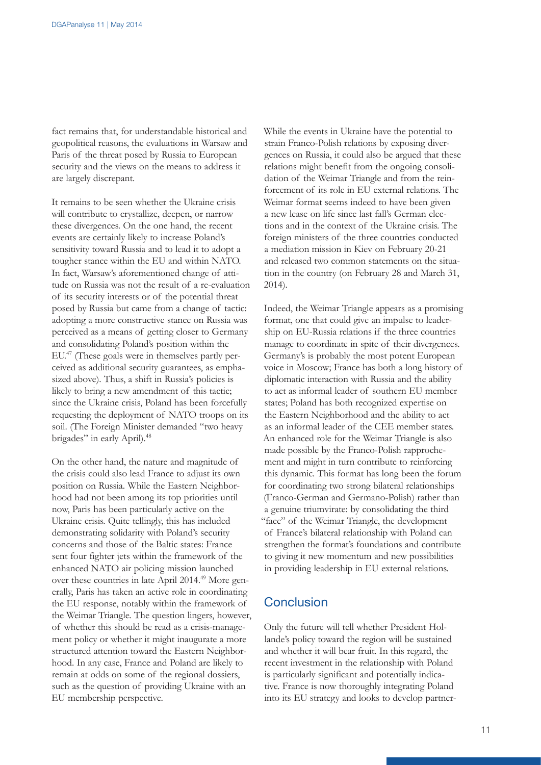fact remains that, for understandable historical and geopolitical reasons, the evaluations in Warsaw and Paris of the threat posed by Russia to European security and the views on the means to address it are largely discrepant.

It remains to be seen whether the Ukraine crisis will contribute to crystallize, deepen, or narrow these divergences. On the one hand, the recent events are certainly likely to increase Poland's sensitivity toward Russia and to lead it to adopt a tougher stance within the EU and within NATO. In fact, Warsaw's aforementioned change of attitude on Russia was not the result of a re-evaluation of its security interests or of the potential threat posed by Russia but came from a change of tactic: adopting a more constructive stance on Russia was perceived as a means of getting closer to Germany and consolidating Poland's position within the EU.[47] (These goals were in themselves partly perceived as additional security guarantees, as emphasized above). Thus, a shift in Russia's policies is likely to bring a new amendment of this tactic; since the Ukraine crisis, Poland has been forcefully requesting the deployment of NATO troops on its soil. (The Foreign Minister demanded "two heavy brigades" in early April).[48]

On the other hand, the nature and magnitude of the crisis could also lead France to adjust its own position on Russia. While the Eastern Neighborhood had not been among its top priorities until now, Paris has been particularly active on the Ukraine crisis. Quite tellingly, this has included demonstrating solidarity with Poland's security concerns and those of the Baltic states: France sent four fighter jets within the framework of the enhanced NATO air policing mission launched over these countries in late April 2014.[49] More generally, Paris has taken an active role in coordinating the EU response, notably within the framework of the Weimar Triangle. The question lingers, however, of whether this should be read as a crisis-management policy or whether it might inaugurate a more structured attention toward the Eastern Neighborhood. In any case, France and Poland are likely to remain at odds on some of the regional dossiers, such as the question of providing Ukraine with an EU membership perspective.

While the events in Ukraine have the potential to strain Franco-Polish relations by exposing divergences on Russia, it could also be argued that these relations might benefit from the ongoing consolidation of the Weimar Triangle and from the reinforcement of its role in EU external relations. The Weimar format seems indeed to have been given a new lease on life since last fall's German elections and in the context of the Ukraine crisis. The foreign ministers of the three countries conducted a mediation mission in Kiev on February 20-21 and released two common statements on the situation in the country (on February 28 and March 31, 2014).

Indeed, the Weimar Triangle appears as a promising format, one that could give an impulse to leadership on EU-Russia relations if the three countries manage to coordinate in spite of their divergences. Germany's is probably the most potent European voice in Moscow; France has both a long history of diplomatic interaction with Russia and the ability to act as informal leader of southern EU member states; Poland has both recognized expertise on the Eastern Neighborhood and the ability to act as an informal leader of the CEE member states. An enhanced role for the Weimar Triangle is also made possible by the Franco-Polish rapprochement and might in turn contribute to reinforcing this dynamic. This format has long been the forum for coordinating two strong bilateral relationships (Franco-German and Germano-Polish) rather than a genuine triumvirate: by consolidating the third "face" of the Weimar Triangle, the development of France's bilateral relationship with Poland can strengthen the format's foundations and contribute to giving it new momentum and new possibilities in providing leadership in EU external relations.

## Conclusion

Only the future will tell whether President Hollande's policy toward the region will be sustained and whether it will bear fruit. In this regard, the recent investment in the relationship with Poland is particularly significant and potentially indicative. France is now thoroughly integrating Poland into its EU strategy and looks to develop partner-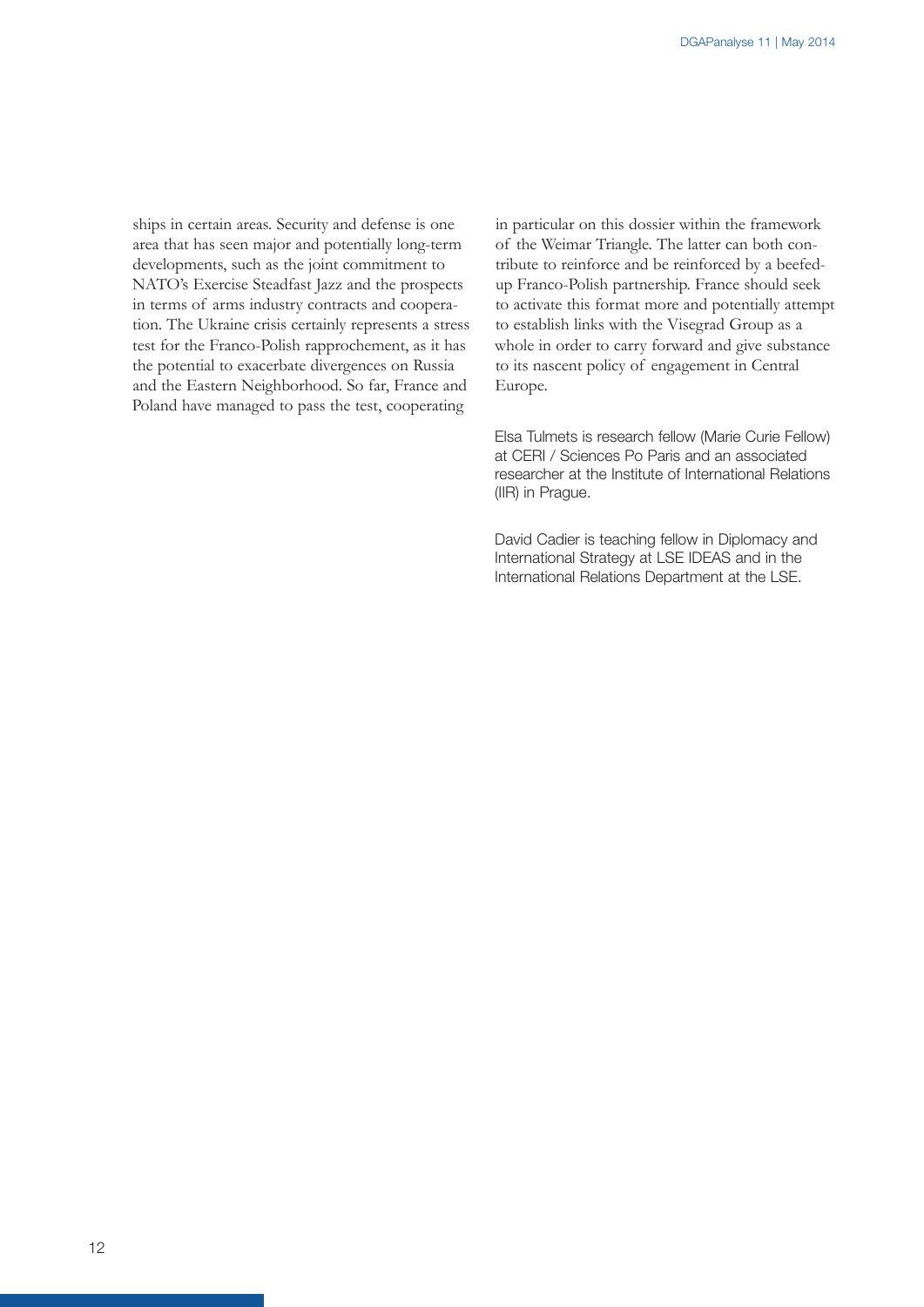ships in certain areas. Security and defense is one area that has seen major and potentially long-term developments, such as the joint commitment to NATO's Exercise Steadfast Jazz and the prospects in terms of arms industry contracts and cooperation. The Ukraine crisis certainly represents a stress test for the Franco-Polish rapprochement, as it has the potential to exacerbate divergences on Russia and the Eastern Neighborhood. So far, France and Poland have managed to pass the test, cooperating in particular on this dossier within the framework of the Weimar Triangle. The latter can both contribute to reinforce and be reinforced by a beefed-up Franco-Polish partnership. France should seek to activate this format more and potentially attempt to establish links with the Visegrad Group as a whole in order to carry forward and give substance to its nascent policy of engagement in Central Europe.

Elsa Tulmets is research fellow (Marie Curie Fellow) at CERI / Sciences Po Paris and an associated researcher at the Institute of International Relations (IIR) in Prague.

David Cadier is teaching fellow in Diplomacy and International Strategy at LSE IDEAS and in the International Relations Department at the LSE.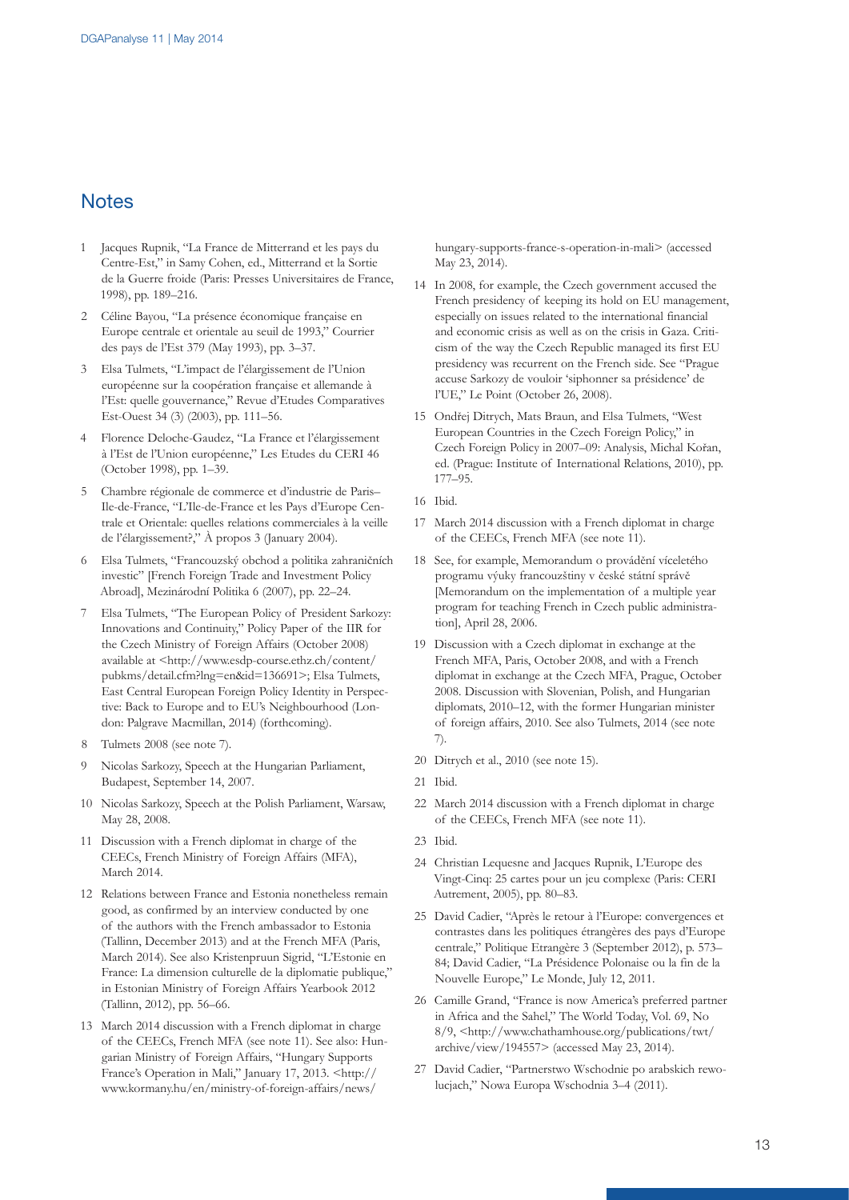## Notes

1. Jacques Rupnik, "La France de Mitterrand et les pays du Centre-Est," in Samy Cohen, ed., Mitterrand et la Sortie de la Guerre froide (Paris: Presses Universitaires de France, 1998), pp. 189–216.
2. Céline Bayou, "La présence économique française en Europe centrale et orientale au seuil de 1993," Courrier des pays de l'Est 379 (May 1993), pp. 3–37.
3. Elsa Tulmets, "L'impact de l'élargissement de l'Union européenne sur la coopération française et allemande à l'Est: quelle gouvernance," Revue d'Etudes Comparatives Est-Ouest 34 (3) (2003), pp. 111–56.
4. Florence Deloche-Gaudez, "La France et l'élargissement à l'Est de l'Union européenne," Les Etudes du CERI 46 (October 1998), pp. 1–39.
5. Chambre régionale de commerce et d'industrie de Paris–Ile-de-France, "L'Ile-de-France et les Pays d'Europe Centrale et Orientale: quelles relations commerciales à la veille de l'élargissement?," À propos 3 (January 2004).
6. Elsa Tulmets, "Francouzský obchod a politika zahraničních investic" [French Foreign Trade and Investment Policy Abroad], Mezinárodní Politika 6 (2007), pp. 22–24.
7. Elsa Tulmets, "The European Policy of President Sarkozy: Innovations and Continuity," Policy Paper of the IIR for the Czech Ministry of Foreign Affairs (October 2008) available at <http://www.esdp-course.ethz.ch/content/pubkms/detail.cfm?lng=en&id=136691>; Elsa Tulmets, East Central European Foreign Policy Identity in Perspective: Back to Europe and to EU's Neighbourhood (London: Palgrave Macmillan, 2014) (forthcoming).
8. Tulmets 2008 (see note 7).
9. Nicolas Sarkozy, Speech at the Hungarian Parliament, Budapest, September 14, 2007.
10. Nicolas Sarkozy, Speech at the Polish Parliament, Warsaw, May 28, 2008.
11. Discussion with a French diplomat in charge of the CEECs, French Ministry of Foreign Affairs (MFA), March 2014.
12. Relations between France and Estonia nonetheless remain good, as confirmed by an interview conducted by one of the authors with the French ambassador to Estonia (Tallinn, December 2013) and at the French MFA (Paris, March 2014). See also Kristenpruun Sigrid, "L'Estonie en France: La dimension culturelle de la diplomatie publique," in Estonian Ministry of Foreign Affairs Yearbook 2012 (Tallinn, 2012), pp. 56–66.
13. March 2014 discussion with a French diplomat in charge of the CEECs, French MFA (see note 11). See also: Hungarian Ministry of Foreign Affairs, "Hungary Supports France's Operation in Mali," January 17, 2013. <http://www.kormany.hu/en/ministry-of-foreign-affairs/news/hungary-supports-france-s-operation-in-mali> (accessed May 23, 2014).
14. In 2008, for example, the Czech government accused the French presidency of keeping its hold on EU management, especially on issues related to the international financial and economic crisis as well as on the crisis in Gaza. Criticism of the way the Czech Republic managed its first EU presidency was recurrent on the French side. See "Prague accuse Sarkozy de vouloir 'siphonner sa présidence' de l'UE," Le Point (October 26, 2008).
15. Ondřej Ditrych, Mats Braun, and Elsa Tulmets, "West European Countries in the Czech Foreign Policy," in Czech Foreign Policy in 2007–09: Analysis, Michal Kořan, ed. (Prague: Institute of International Relations, 2010), pp. 177–95.
16. Ibid.
17. March 2014 discussion with a French diplomat in charge of the CEECs, French MFA (see note 11).
18. See, for example, Memorandum o provádění víceletého programu výuky francouzštiny v české státní správě [Memorandum on the implementation of a multiple year program for teaching French in Czech public administration], April 28, 2006.
19. Discussion with a Czech diplomat in exchange at the French MFA, Paris, October 2008, and with a French diplomat in exchange at the Czech MFA, Prague, October 2008. Discussion with Slovenian, Polish, and Hungarian diplomats, 2010–12, with the former Hungarian minister of foreign affairs, 2010. See also Tulmets, 2014 (see note 7).
20. Ditrych et al., 2010 (see note 15).
21. Ibid.
22. March 2014 discussion with a French diplomat in charge of the CEECs, French MFA (see note 11).
23. Ibid.
24. Christian Lequesne and Jacques Rupnik, L'Europe des Vingt-Cinq: 25 cartes pour un jeu complexe (Paris: CERI Autrement, 2005), pp. 80–83.
25. David Cadier, "Après le retour à l'Europe: convergences et contrastes dans les politiques étrangères des pays d'Europe centrale," Politique Etrangère 3 (September 2012), p. 573–84; David Cadier, "La Présidence Polonaise ou la fin de la Nouvelle Europe," Le Monde, July 12, 2011.
26. Camille Grand, "France is now America's preferred partner in Africa and the Sahel," The World Today, Vol. 69, No 8/9, <http://www.chathamhouse.org/publications/twt/archive/view/194557> (accessed May 23, 2014).
27. David Cadier, "Partnerstwo Wschodnie po arabskich rewolucjach," Nowa Europa Wschodnia 3–4 (2011).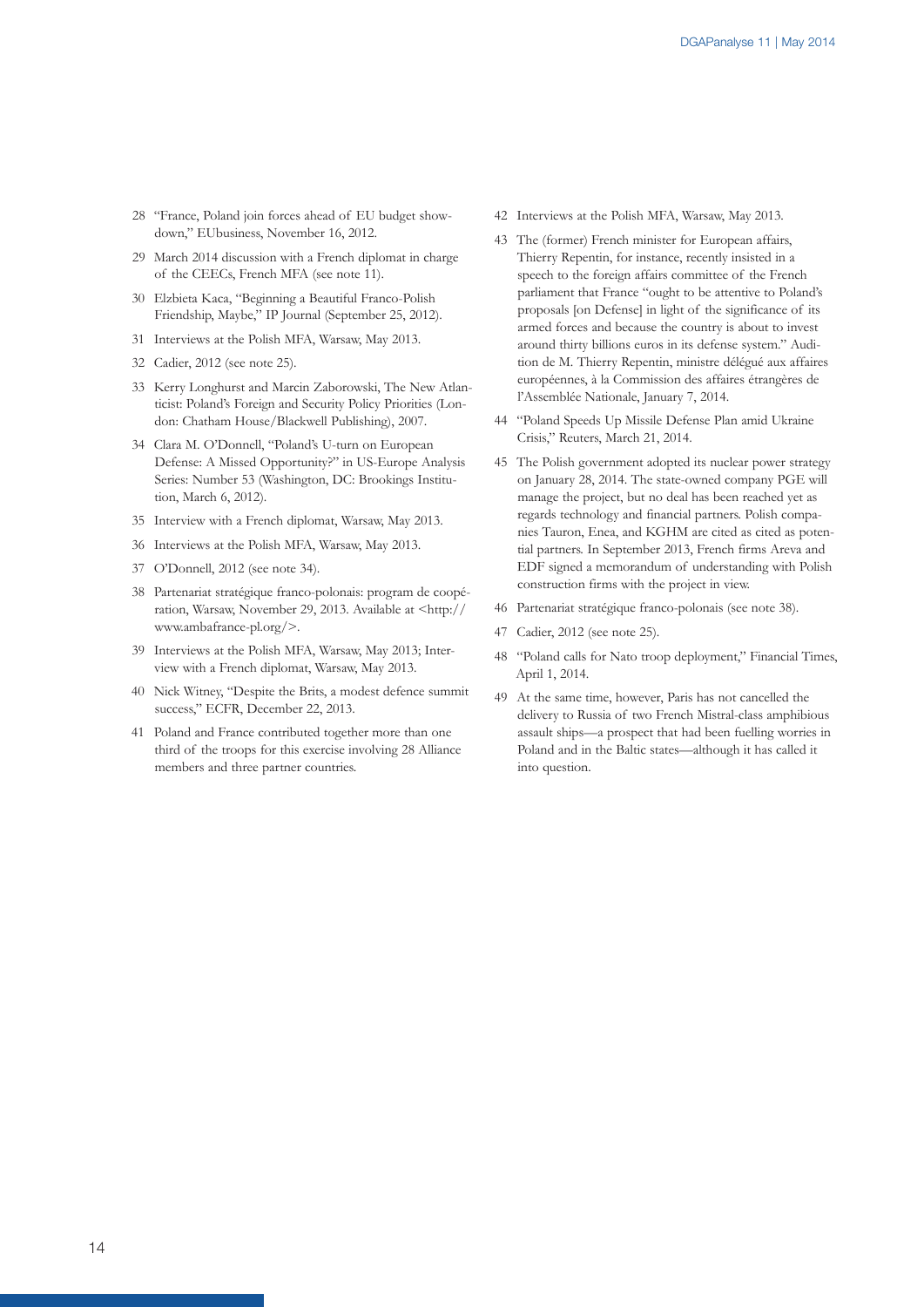28 "France, Poland join forces ahead of EU budget showdown," EUbusiness, November 16, 2012.

29 March 2014 discussion with a French diplomat in charge of the CEECs, French MFA (see note 11).

30 Elzbieta Kaca, "Beginning a Beautiful Franco-Polish Friendship, Maybe," IP Journal (September 25, 2012).

31 Interviews at the Polish MFA, Warsaw, May 2013.

32 Cadier, 2012 (see note 25).

33 Kerry Longhurst and Marcin Zaborowski, The New Atlanticist: Poland's Foreign and Security Policy Priorities (London: Chatham House/Blackwell Publishing), 2007.

34 Clara M. O'Donnell, "Poland's U-turn on European Defense: A Missed Opportunity?" in US-Europe Analysis Series: Number 53 (Washington, DC: Brookings Institution, March 6, 2012).

35 Interview with a French diplomat, Warsaw, May 2013.

36 Interviews at the Polish MFA, Warsaw, May 2013.

37 O'Donnell, 2012 (see note 34).

38 Partenariat stratégique franco-polonais: program de coopération, Warsaw, November 29, 2013. Available at <http://www.ambafrance-pl.org/>.

39 Interviews at the Polish MFA, Warsaw, May 2013; Interview with a French diplomat, Warsaw, May 2013.

40 Nick Witney, "Despite the Brits, a modest defence summit success," ECFR, December 22, 2013.

41 Poland and France contributed together more than one third of the troops for this exercise involving 28 Alliance members and three partner countries.

42 Interviews at the Polish MFA, Warsaw, May 2013.

43 The (former) French minister for European affairs, Thierry Repentin, for instance, recently insisted in a speech to the foreign affairs committee of the French parliament that France "ought to be attentive to Poland's proposals [on Defense] in light of the significance of its armed forces and because the country is about to invest around thirty billions euros in its defense system." Audition de M. Thierry Repentin, ministre délégué aux affaires européennes, à la Commission des affaires étrangères de l'Assemblée Nationale, January 7, 2014.

44 "Poland Speeds Up Missile Defense Plan amid Ukraine Crisis," Reuters, March 21, 2014.

45 The Polish government adopted its nuclear power strategy on January 28, 2014. The state-owned company PGE will manage the project, but no deal has been reached yet as regards technology and financial partners. Polish companies Tauron, Enea, and KGHM are cited as cited as potential partners. In September 2013, French firms Areva and EDF signed a memorandum of understanding with Polish construction firms with the project in view.

46 Partenariat stratégique franco-polonais (see note 38).

47 Cadier, 2012 (see note 25).

48 "Poland calls for Nato troop deployment," Financial Times, April 1, 2014.

49 At the same time, however, Paris has not cancelled the delivery to Russia of two French Mistral-class amphibious assault ships—a prospect that had been fuelling worries in Poland and in the Baltic states—although it has called it into question.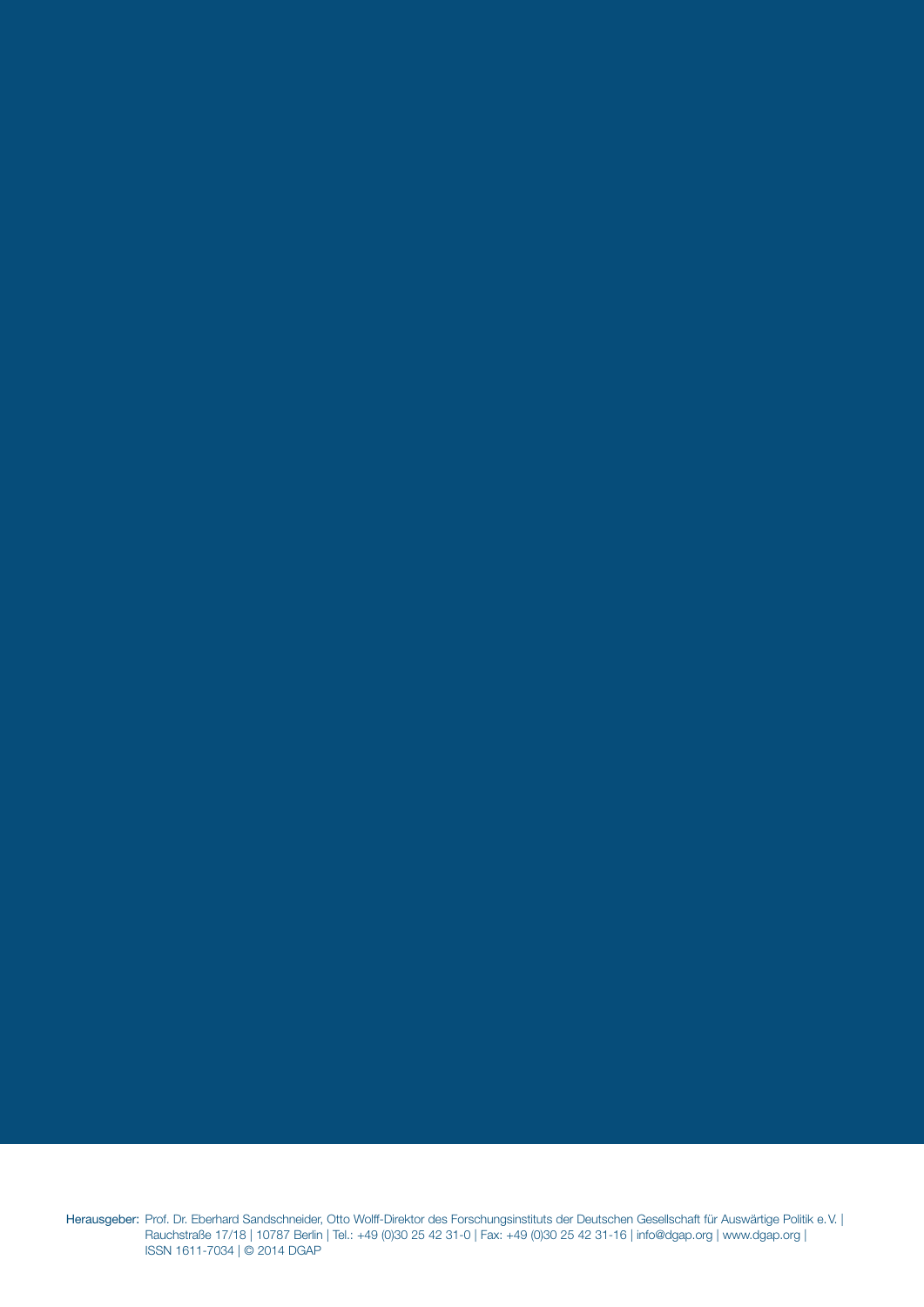**Herausgeber:** Prof. Dr. Eberhard Sandschneider, Otto Wolff-Direktor des Forschungsinstituts der Deutschen Gesellschaft für Auswärtige Politik e. V. | Rauchstraße 17/18 | 10787 Berlin | Tel.: +49 (0)30 25 42 31-0 | Fax: +49 (0)30 25 42 31-16 | info@dgap.org | www.dgap.org | ISSN 1611-7034 | © 2014 DGAP